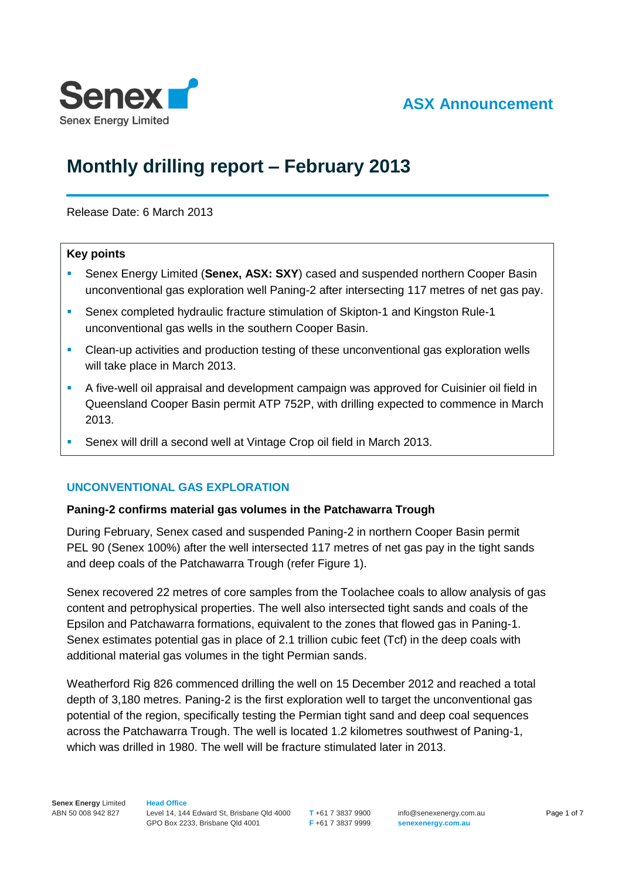Senex Energy Limited

ASX Announcement

# Monthly drilling report – February 2013

Release Date: 6 March 2013

**Key points**

- Senex Energy Limited (**Senex, ASX: SXY**) cased and suspended northern Cooper Basin unconventional gas exploration well Paning-2 after intersecting 117 metres of net gas pay.
- Senex completed hydraulic fracture stimulation of Skipton-1 and Kingston Rule-1 unconventional gas wells in the southern Cooper Basin.
- Clean-up activities and production testing of these unconventional gas exploration wells will take place in March 2013.
- A five-well oil appraisal and development campaign was approved for Cuisinier oil field in Queensland Cooper Basin permit ATP 752P, with drilling expected to commence in March 2013.
- Senex will drill a second well at Vintage Crop oil field in March 2013.

## UNCONVENTIONAL GAS EXPLORATION

### Paning-2 confirms material gas volumes in the Patchawarra Trough

During February, Senex cased and suspended Paning-2 in northern Cooper Basin permit PEL 90 (Senex 100%) after the well intersected 117 metres of net gas pay in the tight sands and deep coals of the Patchawarra Trough (refer Figure 1).

Senex recovered 22 metres of core samples from the Toolachee coals to allow analysis of gas content and petrophysical properties. The well also intersected tight sands and coals of the Epsilon and Patchawarra formations, equivalent to the zones that flowed gas in Paning-1. Senex estimates potential gas in place of 2.1 trillion cubic feet (Tcf) in the deep coals with additional material gas volumes in the tight Permian sands.

Weatherford Rig 826 commenced drilling the well on 15 December 2012 and reached a total depth of 3,180 metres. Paning-2 is the first exploration well to target the unconventional gas potential of the region, specifically testing the Permian tight sand and deep coal sequences across the Patchawarra Trough. The well is located 1.2 kilometres southwest of Paning-1, which was drilled in 1980. The well will be fracture stimulated later in 2013.

**Senex Energy** Limited
ABN 50 008 942 827

**Head Office**
Level 14, 144 Edward St, Brisbane Qld 4000
GPO Box 2233, Brisbane Qld 4001

T +61 7 3837 9900
F +61 7 3837 9999

info@senexenergy.com.au
senexenergy.com.au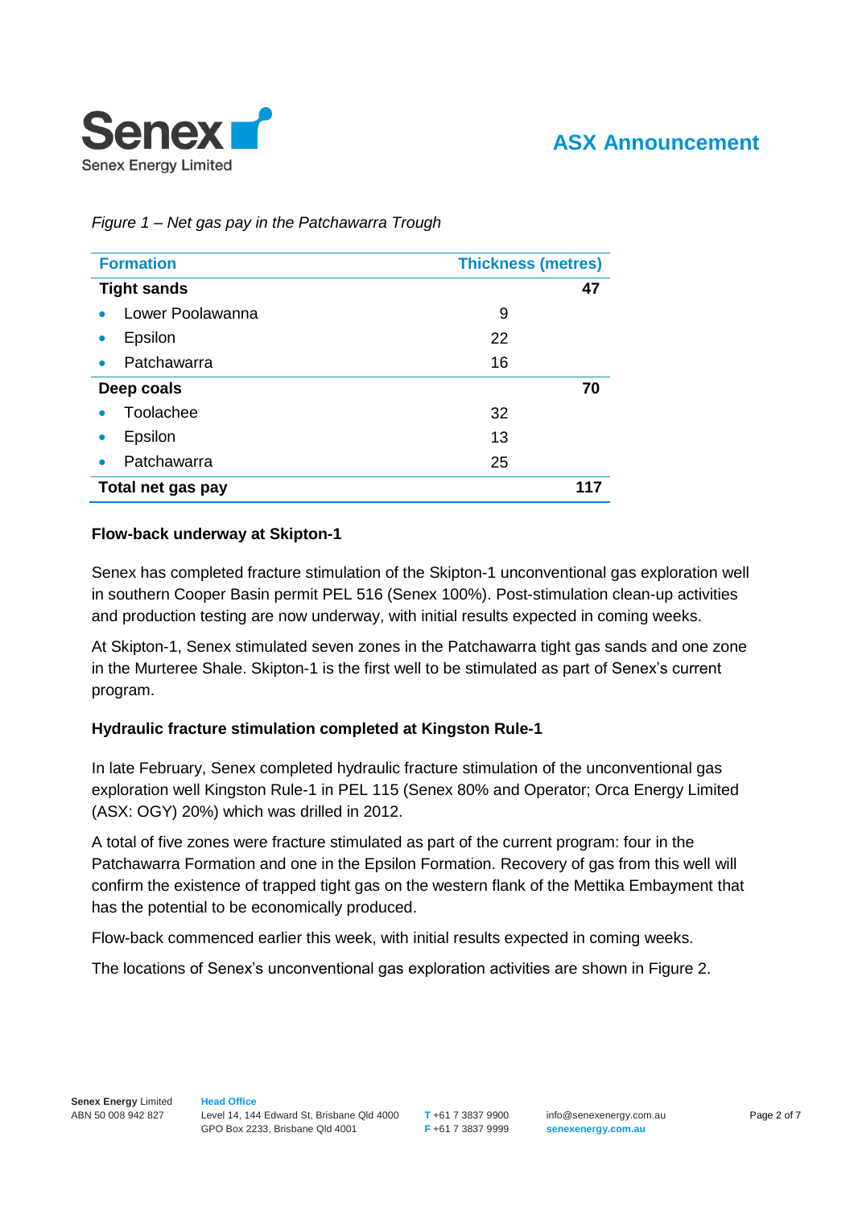*Figure 1 – Net gas pay in the Patchawarra Trough*

| Formation | | Thickness (metres) |
|---|---|---|
| **Tight sands** | | **47** |
| • Lower Poolawanna | 9 | |
| • Epsilon | 22 | |
| • Patchawarra | 16 | |
| **Deep coals** | | **70** |
| • Toolachee | 32 | |
| • Epsilon | 13 | |
| • Patchawarra | 25 | |
| **Total net gas pay** | | **117** |

**Flow-back underway at Skipton-1**

Senex has completed fracture stimulation of the Skipton-1 unconventional gas exploration well in southern Cooper Basin permit PEL 516 (Senex 100%). Post-stimulation clean-up activities and production testing are now underway, with initial results expected in coming weeks.

At Skipton-1, Senex stimulated seven zones in the Patchawarra tight gas sands and one zone in the Murteree Shale. Skipton-1 is the first well to be stimulated as part of Senex's current program.

**Hydraulic fracture stimulation completed at Kingston Rule-1**

In late February, Senex completed hydraulic fracture stimulation of the unconventional gas exploration well Kingston Rule-1 in PEL 115 (Senex 80% and Operator; Orca Energy Limited (ASX: OGY) 20%) which was drilled in 2012.

A total of five zones were fracture stimulated as part of the current program: four in the Patchawarra Formation and one in the Epsilon Formation. Recovery of gas from this well will confirm the existence of trapped tight gas on the western flank of the Mettika Embayment that has the potential to be economically produced.

Flow-back commenced earlier this week, with initial results expected in coming weeks.

The locations of Senex's unconventional gas exploration activities are shown in Figure 2.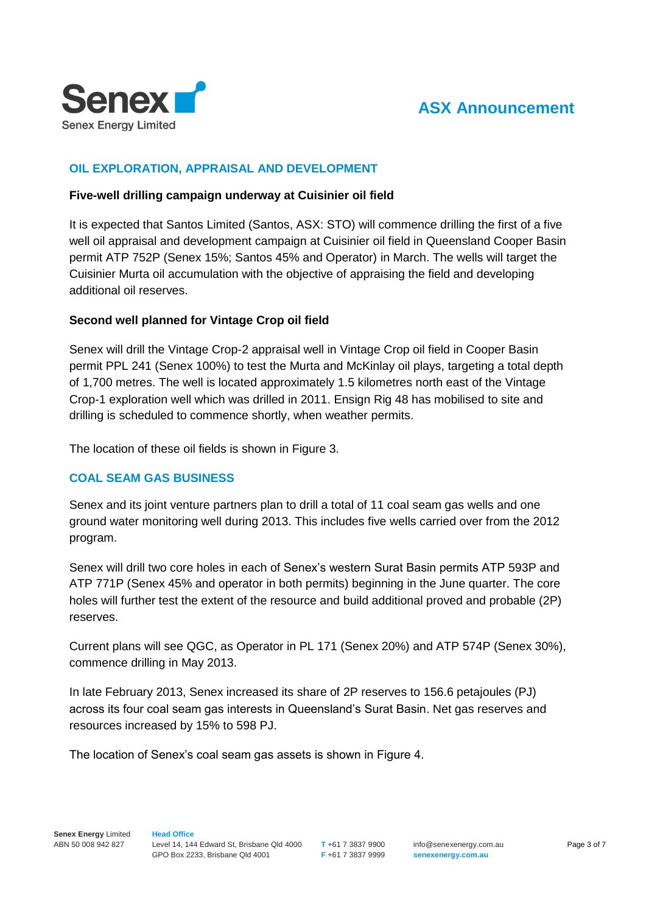## OIL EXPLORATION, APPRAISAL AND DEVELOPMENT

**Five-well drilling campaign underway at Cuisinier oil field**

It is expected that Santos Limited (Santos, ASX: STO) will commence drilling the first of a five well oil appraisal and development campaign at Cuisinier oil field in Queensland Cooper Basin permit ATP 752P (Senex 15%; Santos 45% and Operator) in March. The wells will target the Cuisinier Murta oil accumulation with the objective of appraising the field and developing additional oil reserves.

**Second well planned for Vintage Crop oil field**

Senex will drill the Vintage Crop-2 appraisal well in Vintage Crop oil field in Cooper Basin permit PPL 241 (Senex 100%) to test the Murta and McKinlay oil plays, targeting a total depth of 1,700 metres. The well is located approximately 1.5 kilometres north east of the Vintage Crop-1 exploration well which was drilled in 2011. Ensign Rig 48 has mobilised to site and drilling is scheduled to commence shortly, when weather permits.

The location of these oil fields is shown in Figure 3.

## COAL SEAM GAS BUSINESS

Senex and its joint venture partners plan to drill a total of 11 coal seam gas wells and one ground water monitoring well during 2013. This includes five wells carried over from the 2012 program.

Senex will drill two core holes in each of Senex's western Surat Basin permits ATP 593P and ATP 771P (Senex 45% and operator in both permits) beginning in the June quarter. The core holes will further test the extent of the resource and build additional proved and probable (2P) reserves.

Current plans will see QGC, as Operator in PL 171 (Senex 20%) and ATP 574P (Senex 30%), commence drilling in May 2013.

In late February 2013, Senex increased its share of 2P reserves to 156.6 petajoules (PJ) across its four coal seam gas interests in Queensland's Surat Basin. Net gas reserves and resources increased by 15% to 598 PJ.

The location of Senex's coal seam gas assets is shown in Figure 4.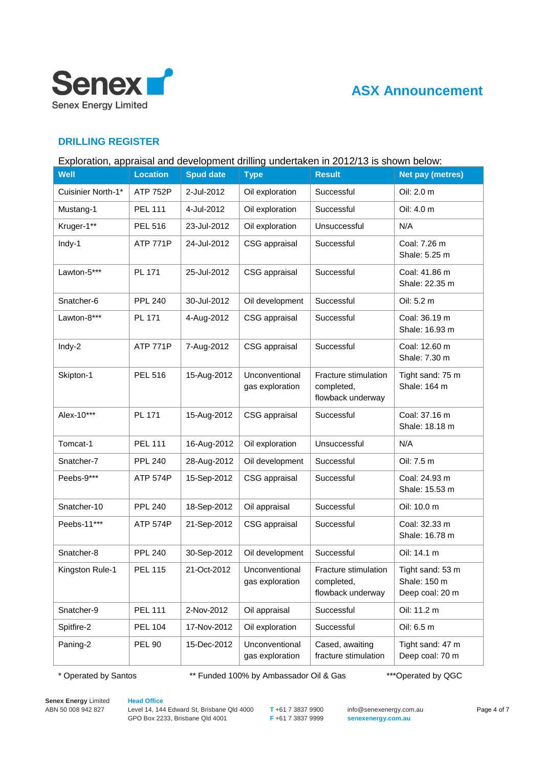## DRILLING REGISTER

Exploration, appraisal and development drilling undertaken in 2012/13 is shown below:

| Well | Location | Spud date | Type | Result | Net pay (metres) |
|---|---|---|---|---|---|
| Cuisinier North-1* | ATP 752P | 2-Jul-2012 | Oil exploration | Successful | Oil: 2.0 m |
| Mustang-1 | PEL 111 | 4-Jul-2012 | Oil exploration | Successful | Oil: 4.0 m |
| Kruger-1** | PEL 516 | 23-Jul-2012 | Oil exploration | Unsuccessful | N/A |
| Indy-1 | ATP 771P | 24-Jul-2012 | CSG appraisal | Successful | Coal: 7.26 m<br>Shale: 5.25 m |
| Lawton-5*** | PL 171 | 25-Jul-2012 | CSG appraisal | Successful | Coal: 41.86 m<br>Shale: 22.35 m |
| Snatcher-6 | PPL 240 | 30-Jul-2012 | Oil development | Successful | Oil: 5.2 m |
| Lawton-8*** | PL 171 | 4-Aug-2012 | CSG appraisal | Successful | Coal: 36.19 m<br>Shale: 16.93 m |
| Indy-2 | ATP 771P | 7-Aug-2012 | CSG appraisal | Successful | Coal: 12.60 m<br>Shale: 7.30 m |
| Skipton-1 | PEL 516 | 15-Aug-2012 | Unconventional gas exploration | Fracture stimulation completed, flowback underway | Tight sand: 75 m<br>Shale: 164 m |
| Alex-10*** | PL 171 | 15-Aug-2012 | CSG appraisal | Successful | Coal: 37.16 m<br>Shale: 18.18 m |
| Tomcat-1 | PEL 111 | 16-Aug-2012 | Oil exploration | Unsuccessful | N/A |
| Snatcher-7 | PPL 240 | 28-Aug-2012 | Oil development | Successful | Oil: 7.5 m |
| Peebs-9*** | ATP 574P | 15-Sep-2012 | CSG appraisal | Successful | Coal: 24.93 m<br>Shale: 15.53 m |
| Snatcher-10 | PPL 240 | 18-Sep-2012 | Oil appraisal | Successful | Oil: 10.0 m |
| Peebs-11*** | ATP 574P | 21-Sep-2012 | CSG appraisal | Successful | Coal: 32.33 m<br>Shale: 16.78 m |
| Snatcher-8 | PPL 240 | 30-Sep-2012 | Oil development | Successful | Oil: 14.1 m |
| Kingston Rule-1 | PEL 115 | 21-Oct-2012 | Unconventional gas exploration | Fracture stimulation completed, flowback underway | Tight sand: 53 m<br>Shale: 150 m<br>Deep coal: 20 m |
| Snatcher-9 | PEL 111 | 2-Nov-2012 | Oil appraisal | Successful | Oil: 11.2 m |
| Spitfire-2 | PEL 104 | 17-Nov-2012 | Oil exploration | Successful | Oil: 6.5 m |
| Paning-2 | PEL 90 | 15-Dec-2012 | Unconventional gas exploration | Cased, awaiting fracture stimulation | Tight sand: 47 m<br>Deep coal: 70 m |

\* Operated by Santos  ** Funded 100% by Ambassador Oil & Gas  ***Operated by QGC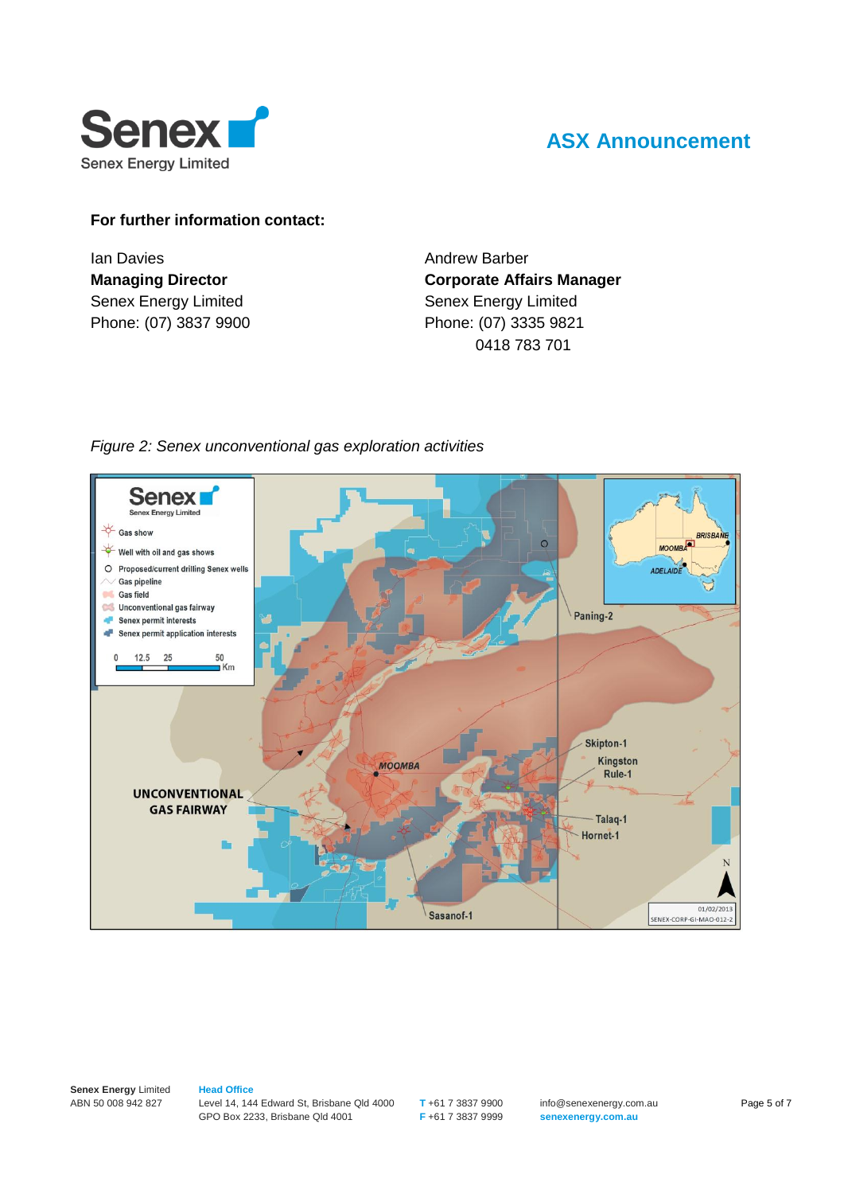## For further information contact:

Ian Davies
**Managing Director**
Senex Energy Limited
Phone: (07) 3837 9900

Andrew Barber
**Corporate Affairs Manager**
Senex Energy Limited
Phone: (07) 3335 9821
0418 783 701

*Figure 2: Senex unconventional gas exploration activities*

Senex
Senex Energy Limited

Gas show
Well with oil and gas shows
Proposed/current drilling Senex wells
Gas pipeline
Gas field
Unconventional gas fairway
Senex permit interests
Senex permit application interests

0 12.5 25 50
Km

BRISBANE
MOOMBA
ADELAIDE

Paning-2
Skipton-1
Kingston Rule-1
Talaq-1
Hornet-1
Sasanof-1
MOOMBA
UNCONVENTIONAL GAS FAIRWAY

N

01/02/2013
SENEX-CORP-GI-MAO-012-2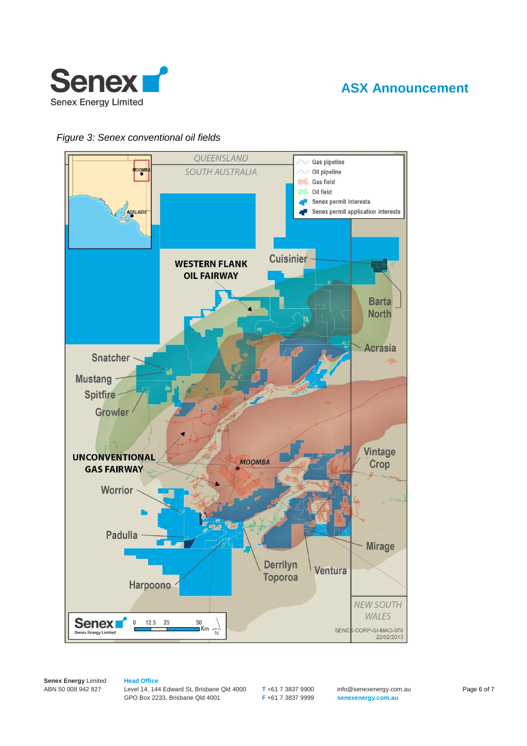*Figure 3: Senex conventional oil fields*

QUEENSLAND
SOUTH AUSTRALIA

MOOMBA
ADELAIDE

Gas pipeline
Oil pipeline
Gas field
Oil field
Senex permit interests
Senex permit application interests

WESTERN FLANK
OIL FAIRWAY

Cuisinier
Barta North
Acrasia
Snatcher
Mustang
Spitfire
Growler

UNCONVENTIONAL
GAS FAIRWAY

MOOMBA
Vintage Crop
Worrior
Padulla
Mirage
Derrilyn
Toporoa
Ventura
Harpoono

NEW SOUTH WALES

0 12.5 25 50 Km
N

SENEX-CORP-GI-MAO-070
22/02/2013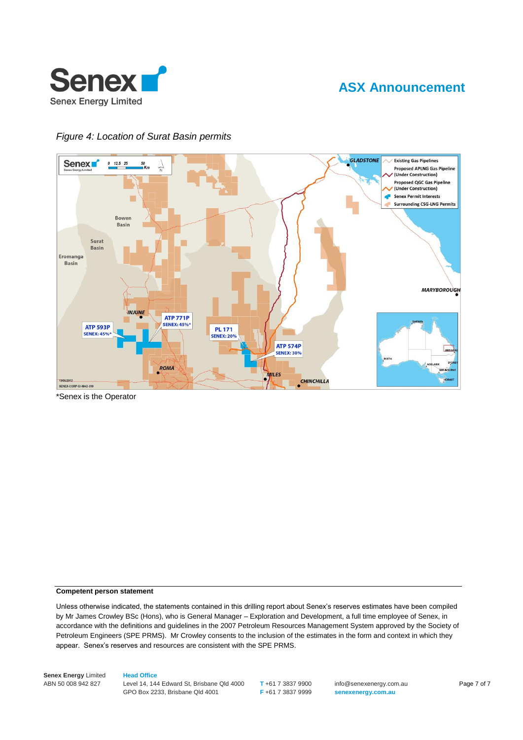*Figure 4: Location of Surat Basin permits*

Existing Gas Pipelines
Proposed APLNG Gas Pipeline (Under Construction)
Proposed QGC Gas Pipeline (Under Construction)
Senex Permit Interests
Surrounding CSG-LNG Permits

GLADSTONE
MARYBOROUGH
Bowen Basin
Surat Basin
Eromanga Basin
INJUNE
ROMA
MILES
CHINCHILLA

ATP 593P
SENEX: 45%*

ATP 771P
SENEX: 45%*

PL 171
SENEX: 20%

ATP 574P
SENEX: 30%

*Senex is the Operator

**Competent person statement**

Unless otherwise indicated, the statements contained in this drilling report about Senex's reserves estimates have been compiled by Mr James Crowley BSc (Hons), who is General Manager – Exploration and Development, a full time employee of Senex, in accordance with the definitions and guidelines in the 2007 Petroleum Resources Management System approved by the Society of Petroleum Engineers (SPE PRMS). Mr Crowley consents to the inclusion of the estimates in the form and context in which they appear. Senex's reserves and resources are consistent with the SPE PRMS.